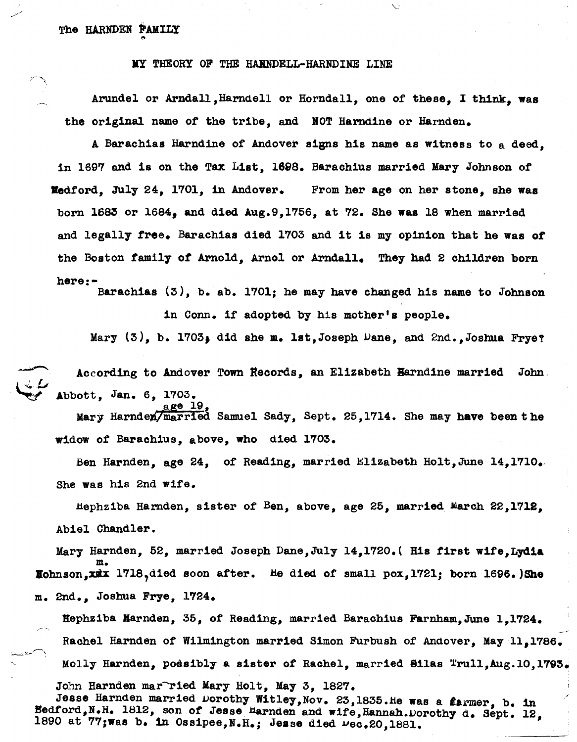The HARNDEN FAMILY

## MY THEORY OF THE HARNDELL-HARNDINE LINE

Arundel or Arndall, Harndell or Horndall, one of these, I think, was the original name of the tribe, and NOT Harndine or Harnden.

A Barachias Harndine of Andover signs his name as witness to a deed, in 1697 and is on the Tax List, 1698. Barachius married Mary Johnson of Medford, July 24, 1701, in Andover. From her age on her stone, she was born 1683 or 1684, and died Aug.9,1756, at 72. She was 18 when married and legally free. Barachias died 1703 and it is my opinion that he was of the Boston family of Arnold, Arnol or Arndall. They had 2 children born here:-

Barachias (3), b. ab. 1701; he may have changed his name to Johnson in Conn. if adopted by his mother's people.

Mary (3), b. 1703; did she m. 1st, Joseph Dane, and 2nd., Joshua Frye?

According to Andover Town Records, an Elizabeth Harndine married John Abbott, Jan. 6, 1703.

Mary Harnden, age 19, married Samuel Sady, Sept. 25,1714. She may have been the widow of Barachius, above, who died 1703.

Ben Harnden, age 24, of Reading, married Elizabeth Holt, June 14,1710. She was his 2nd wife.

Hephziba Harnden, sister of Ben, above, age 25, married March 22,1712, Abiel Chandler.

Mary Harnden, 52, married Joseph Dane, July 14,1720.( His first wife, Lydia Johnson, m. 1718, died soon after. He died of small pox, 1721; born 1696.) She m. 2nd., Joshua Frye, 1724.

Hephziba Harnden, 35, of Reading, married Barachius Farnham, June 1,1724.

Rachel Harnden of Wilmington married Simon Furbush of Andover, May 11,1786.

Molly Harnden, possibly a sister of Rachel, married Silas Trull, Aug.10,1793.

John Harnden married Mary Holt, May 3, 1827.

Jesse Harnden married Dorothy Witley, Nov. 23,1835. He was a farmer, b. in Bedford, N.H. 1812, son of Jesse Harnden and wife, Hannah. Dorothy d. Sept. 12, 1890 at 77; was b. in Ossipee, N.H.; Jesse died Dec.20,1881.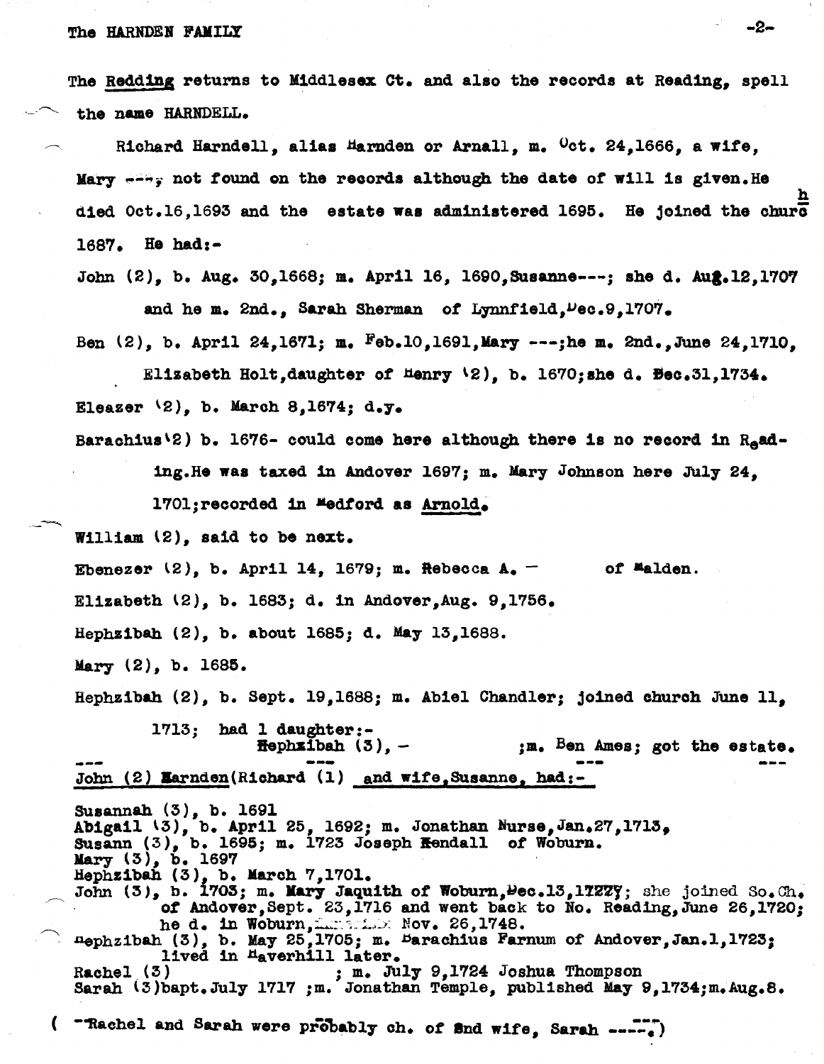The Redding returns to Middlesex Ct. and also the records at Reading, spell the name HARNDELL.

Richard Harndell, alias Harnden or Arnall, m. Oct. 24,1666, a wife, Mary ---, not found on the records although the date of will is given. He died Oct.16,1693 and the estate was administered 1695. He joined the church 1687. He had:-

John (2), b. Aug. 30,1668; m. April 16, 1690, Susanne---; she d. Aug.12,1707 and he m. 2nd., Sarah Sherman of Lynnfield, Dec.9,1707.

Ben (2), b. April 24,1671; m. Feb.10,1691, Mary ---; he m. 2nd., June 24,1710, Elizabeth Holt, daughter of Henry (2), b. 1670; she d. Dec.31,1734.

Eleazer (2), b. March 8,1674; d.y.

Barachius (2) b. 1676- could come here although there is no record in Reading. He was taxed in Andover 1697; m. Mary Johnson here July 24, 1701; recorded in Medford as Arnold.

William (2), said to be next.

Ebenezer (2), b. April 14, 1679; m. Rebecca A. - of Malden.

Elizabeth (2), b. 1683; d. in Andover, Aug. 9,1756.

Hephzibah (2), b. about 1685; d. May 13,1688.

Mary (2), b. 1685.

Hephzibah (2), b. Sept. 19,1688; m. Abiel Chandler; joined church June 11, 1713; had 1 daughter:-
Hephzibah (3), - ;m. Ben Ames; got the estate.

--- --- --- ---

John (2) Harnden (Richard (1) and wife, Susanne, had:-

Susannah (3), b. 1691
Abigail (3), b. April 25, 1692; m. Jonathan Nurse, Jan.27,1713,
Susann (3), b. 1695; m. 1723 Joseph Kendall of Woburn.
Mary (3), b. 1697
Hephzibah (3), b. March 7,1701.
John (3), b. 1703; m. Mary Jaquith of Woburn, Dec.13,1727; she joined So. Ch. of Andover, Sept. 23,1716 and went back to No. Reading, June 26,1720; he d. in Woburn, ... Nov. 26,1748.
Hephzibah (3), b. May 25,1705; m. Barachius Farnum of Andover, Jan.1,1723; lived in Haverhill later.
Rachel (3) ; m. July 9,1724 Joshua Thompson
Sarah (3) bapt. July 1717 ;m. Jonathan Temple, published May 9,1734; m. Aug.8.

( Rachel and Sarah were probably ch. of 2nd wife, Sarah ----.)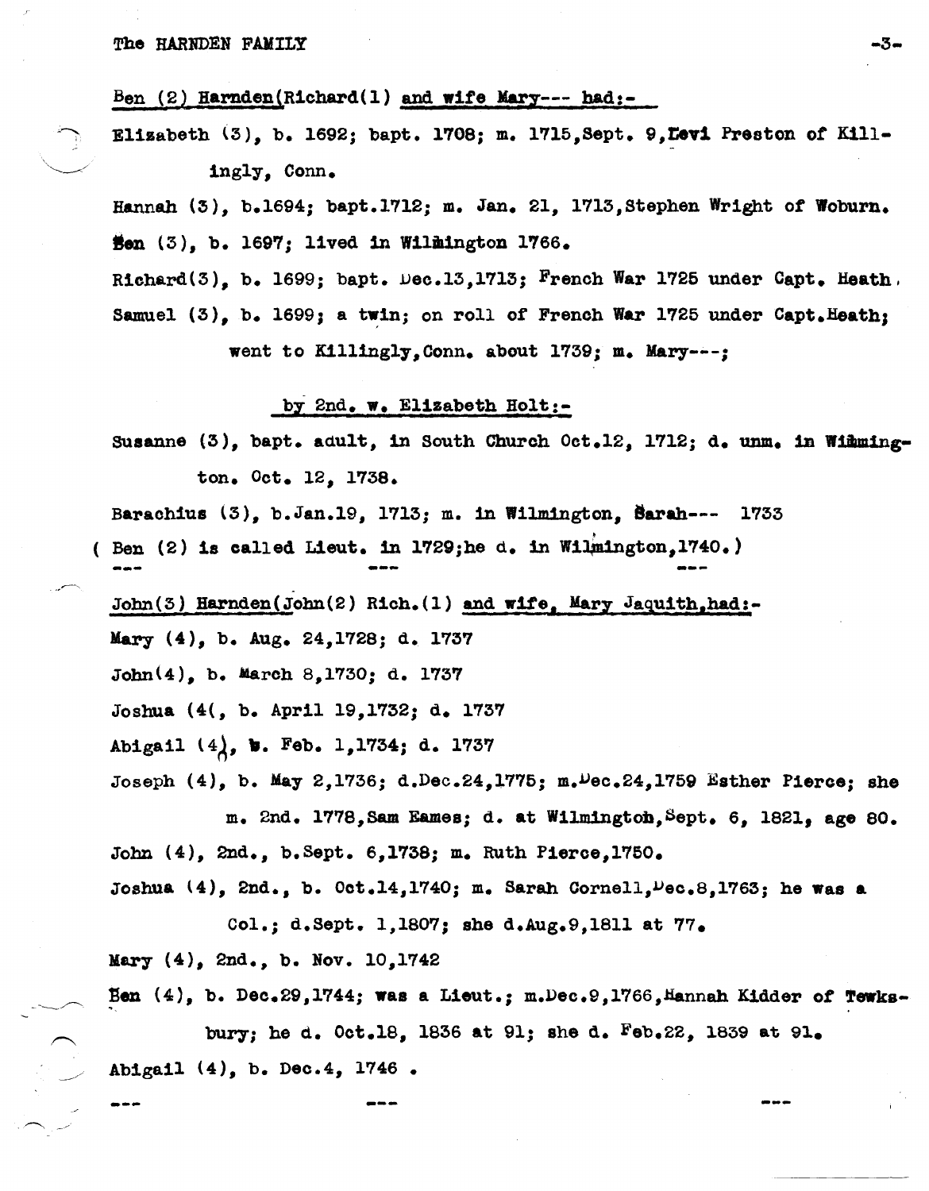Ben (2) Harnden(Richard(1) and wife Mary--- had:-

Elizabeth (3), b. 1692; bapt. 1708; m. 1715, Sept. 9, Levi Preston of Killingly, Conn.

Hannah (3), b.1694; bapt.1712; m. Jan. 21, 1713, Stephen Wright of Woburn.

Ben (3), b. 1697; lived in Wilmington 1766.

Richard(3), b. 1699; bapt. Dec.13,1713; French War 1725 under Capt. Heath.

Samuel (3), b. 1699; a twin; on roll of French War 1725 under Capt.Heath; went to Killingly,Conn. about 1739; m. Mary---;

by 2nd. w. Elizabeth Holt:-

Susanne (3), bapt. adult, in South Church Oct.12, 1712; d. unm. in Wilmington. Oct. 12, 1738.

Barachius (3), b.Jan.19, 1713; m. in Wilmington, Sarah--- 1733

( Ben (2) is called Lieut. in 1729;he d. in Wilmington,1740.)

---

John(3) Harnden(John(2) Rich.(1) and wife, Mary Jaquith,had:-

Mary (4), b. Aug. 24,1728; d. 1737

John(4), b. March 8,1730; d. 1737

Joshua (4(, b. April 19,1732; d. 1737

Abigail (4), b. Feb. 1,1734; d. 1737

Joseph (4), b. May 2,1736; d.Dec.24,1775; m.Dec.24,1759 Esther Pierce; she m. 2nd. 1778,Sam Eames; d. at Wilmington,Sept. 6, 1821, age 80.

John (4), 2nd., b.Sept. 6,1738; m. Ruth Pierce,1750.

Joshua (4), 2nd., b. Oct.14,1740; m. Sarah Cornell,Dec.8,1763; he was a Col.; d.Sept. 1,1807; she d.Aug.9,1811 at 77.

Mary (4), 2nd., b. Nov. 10,1742

Ben (4), b. Dec.29,1744; was a Lieut.; m.Dec.9,1766,Hannah Kidder of Tewksbury; he d. Oct.18, 1836 at 91; she d. Feb.22, 1839 at 91.

Abigail (4), b. Dec.4, 1746 .

---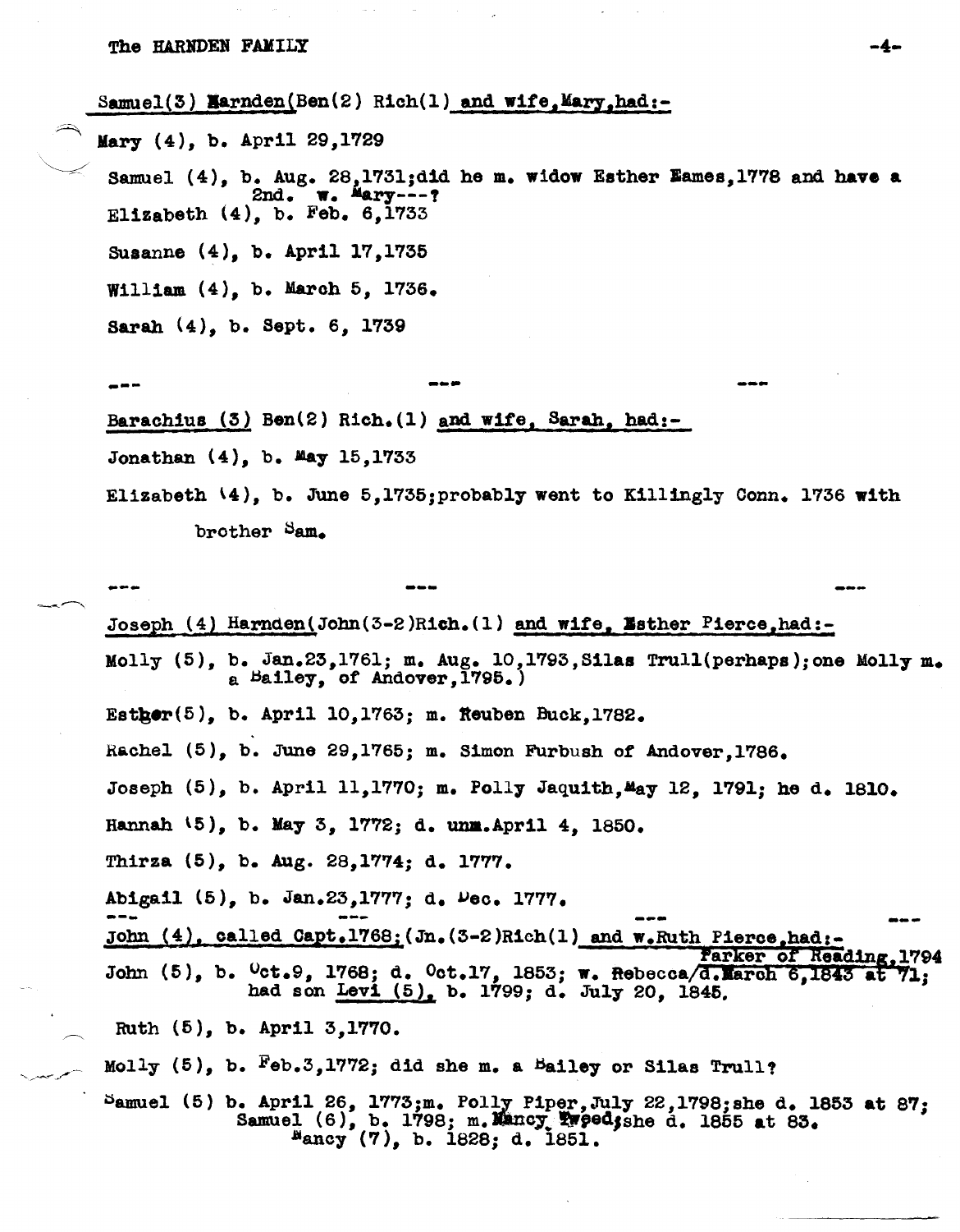Samuel(3) Harnden(Ben(2) Rich(1) and wife, Mary, had:-

Mary (4), b. April 29,1729

Samuel (4), b. Aug. 28,1731;did he m. widow Esther Eames,1778 and have a 2nd. w. Mary---?

Elizabeth (4), b. Feb. 6,1733

Susanne (4), b. April 17,1735

William (4), b. March 5, 1736.

Sarah (4), b. Sept. 6, 1739

--- --- ---

Barachius (3) Ben(2) Rich.(1) and wife, Sarah, had:-

Jonathan (4), b. May 15,1733

Elizabeth (4), b. June 5,1735;probably went to Killingly Conn. 1736 with brother Sam.

--- --- ---

Joseph (4) Harnden(John(3-2)Rich.(1) and wife, Esther Pierce,had:-

Molly (5), b. Jan.23,1761; m. Aug. 10,1793,Silas Trull(perhaps);one Molly m. a Bailey, of Andover,1795.)

Esther(5), b. April 10,1763; m. Reuben Buck,1782.

Rachel (5), b. June 29,1765; m. Simon Furbush of Andover,1786.

Joseph (5), b. April 11,1770; m. Polly Jaquith,May 12, 1791; he d. 1810.

Hannah (5), b. May 3, 1772; d. unm.April 4, 1850.

Thirza (5), b. Aug. 28,1774; d. 1777.

Abigail (5), b. Jan.23,1777; d. Dec. 1777.

--- --- --- ---

John (4), called Capt.1768;(Jn.(3-2)Rich(1) and w.Ruth Pierce,had:-

John (5), b. Oct.9, 1768; d. Oct.17, 1853; w. Rebecca/Parker of Reading,1794 d.March 6,1843 at 71; had son Levi (5), b. 1799; d. July 20, 1845.

Ruth (5), b. April 3,1770.

Molly (5), b. Feb.3,1772; did she m. a Bailey or Silas Trull?

Samuel (5) b. April 26, 1773;m. Polly Piper,July 22,1798;she d. 1853 at 87;
Samuel (6), b. 1798; m. Nancy Tweed;she d. 1855 at 83.
Nancy (7), b. 1828; d. 1851.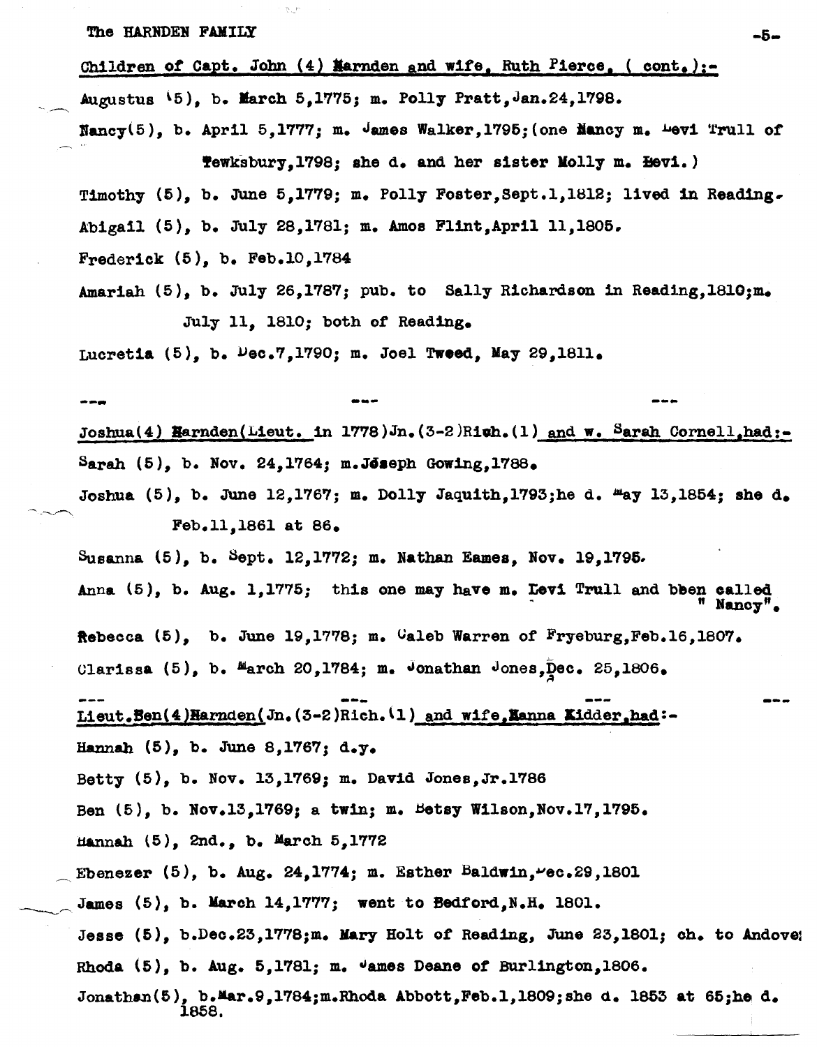**Children of Capt. John (4) Harnden and wife, Ruth Pierce, ( cont.):-**

Augustus (5), b. March 5,1775; m. Polly Pratt,Jan.24,1798.

Nancy(5), b. April 5,1777; m. James Walker,1795;(one Nancy m. Levi Trull of Tewksbury,1798; she d. and her sister Molly m. Levi.)

Timothy (5), b. June 5,1779; m. Polly Foster,Sept.1,1812; lived in Reading.

Abigail (5), b. July 28,1781; m. Amos Flint,April 11,1805.

Frederick (5), b. Feb.10,1784

Amariah (5), b. July 26,1787; pub. to Sally Richardson in Reading,1810;m. July 11, 1810; both of Reading.

Lucretia (5), b. Dec.7,1790; m. Joel Tweed, May 29,1811.

--- --- ---

**Joshua(4) Harnden(Lieut. in 1778)Jn.(3-2)Rich.(1) and w. Sarah Cornell,had:-**

Sarah (5), b. Nov. 24,1764; m.Joseph Gowing,1788.

Joshua (5), b. June 12,1767; m. Dolly Jaquith,1793;he d. May 13,1854; she d. Feb.11,1861 at 86.

Susanna (5), b. Sept. 12,1772; m. Nathan Eames, Nov. 19,1795.

Anna (5), b. Aug. 1,1775; this one may have m. Levi Trull and been called " Nancy".

Rebecca (5), b. June 19,1778; m. Caleb Warren of Fryeburg,Feb.16,1807.

Clarissa (5), b. March 20,1784; m. Jonathan Jones,Dec. 25,1806.

--- --- --- ---

**Lieut.Ben(4)Harnden(Jn.(3-2)Rich.(1) and wife,Hanna Kidder,had:-**

Hannah (5), b. June 8,1767; d.y.

Betty (5), b. Nov. 13,1769; m. David Jones,Jr.1786

Ben (5), b. Nov.13,1769; a twin; m. Betsy Wilson,Nov.17,1795.

Hannah (5), 2nd., b. March 5,1772

Ebenezer (5), b. Aug. 24,1774; m. Esther Baldwin,Dec.29,1801

James (5), b. March 14,1777; went to Bedford,N.H. 1801.

Jesse (5), b.Dec.23,1778;m. Mary Holt of Reading, June 23,1801; ch. to Andover

Rhoda (5), b. Aug. 5,1781; m. James Deane of Burlington,1806.

Jonathan(5), b.Mar.9,1784;m.Rhoda Abbott,Feb.1,1809;she d. 1853 at 65;he d. 1858.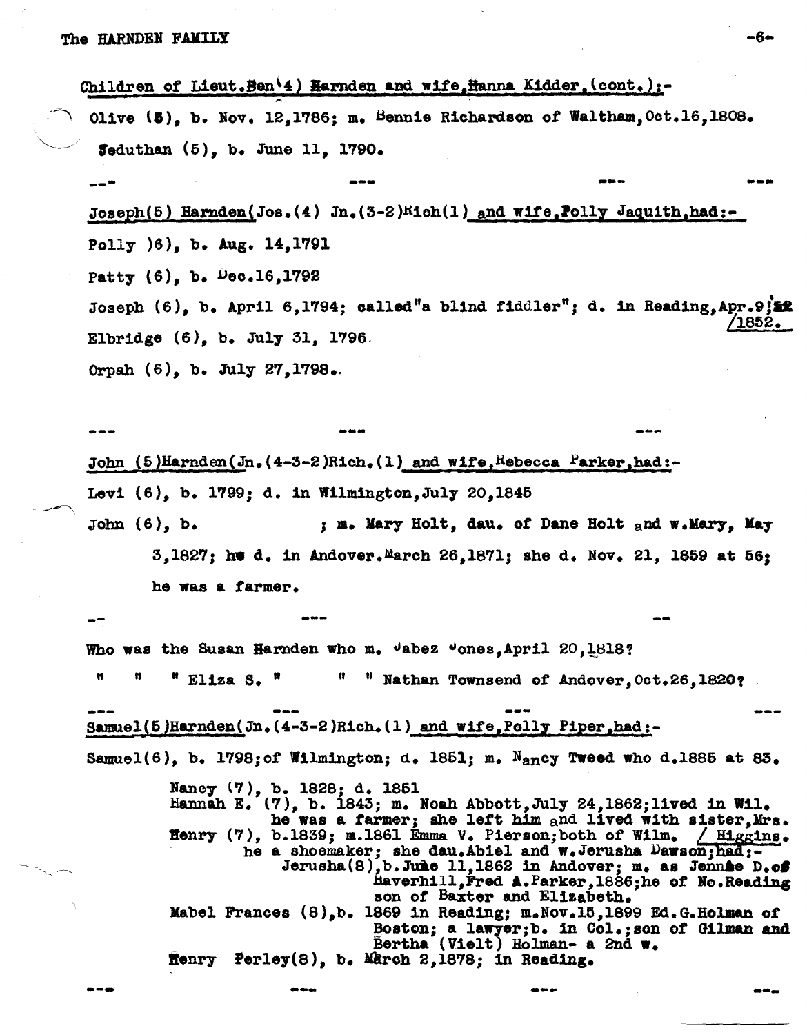Children of Lieut.Ben(4) Harnden and wife,Hanna Kidder,(cont.):-

Olive (5), b. Nov. 12,1786; m. Bennie Richardson of Waltham,Oct.16,1808.

Jeduthan (5), b. June 11, 1790.

--- --- --- ---

Joseph(5) Harnden(Jos.(4) Jn.(3-2)Rich(1) and wife,Polly Jaquith,had:-

Polly )6), b. Aug. 14,1791

Patty (6), b. Dec.16,1792

Joseph (6), b. April 6,1794; called"a blind fiddler"; d. in Reading,Apr.9/1852.

Elbridge (6), b. July 31, 1796.

Orpah (6), b. July 27,1798.

--- --- ---

John (5)Harnden(Jn.(4-3-2)Rich.(1) and wife,Rebecca Parker,had:-

Levi (6), b. 1799; d. in Wilmington,July 20,1845

John (6), b. ; m. Mary Holt, dau. of Dane Holt and w.Mary, May 3,1827; he d. in Andover.March 26,1871; she d. Nov. 21, 1859 at 56; he was a farmer.

-- --- --

Who was the Susan Harnden who m. Jabez Jones,April 20,1818?

" " " Eliza S. " " " Nathan Townsend of Andover,Oct.26,1820?

--- --- --- ---

Samuel(5)Harnden(Jn.(4-3-2)Rich.(1) and wife,Polly Piper,had:-

Samuel(6), b. 1798;of Wilmington; d. 1851; m. Nancy Tweed who d.1885 at 83.

Nancy (7), b. 1828; d. 1851
Hannah E. (7), b. 1843; m. Noah Abbott,July 24,1862;lived in Wil. he was a farmer; she left him and lived with sister,Mrs. Higgins.
Henry (7), b.1839; m.1861 Emma V. Pierson;both of Wilm. he a shoemaker; she dau.Abiel and w.Jerusha Dawson;had:-
Jerusha(8),b.June 11,1862 in Andover; m. as Jennie D.of Haverhill,Fred A.Parker,1886;he of No.Reading son of Baxter and Elizabeth.
Mabel Frances (8),b. 1869 in Reading; m.Nov.15,1899 Ed.G.Holman of Boston; a lawyer;b. in Col.;son of Gilman and Bertha (Vielt) Holman- a 2nd w.
Henry Perley(8), b. March 2,1878; in Reading.

--- --- --- ---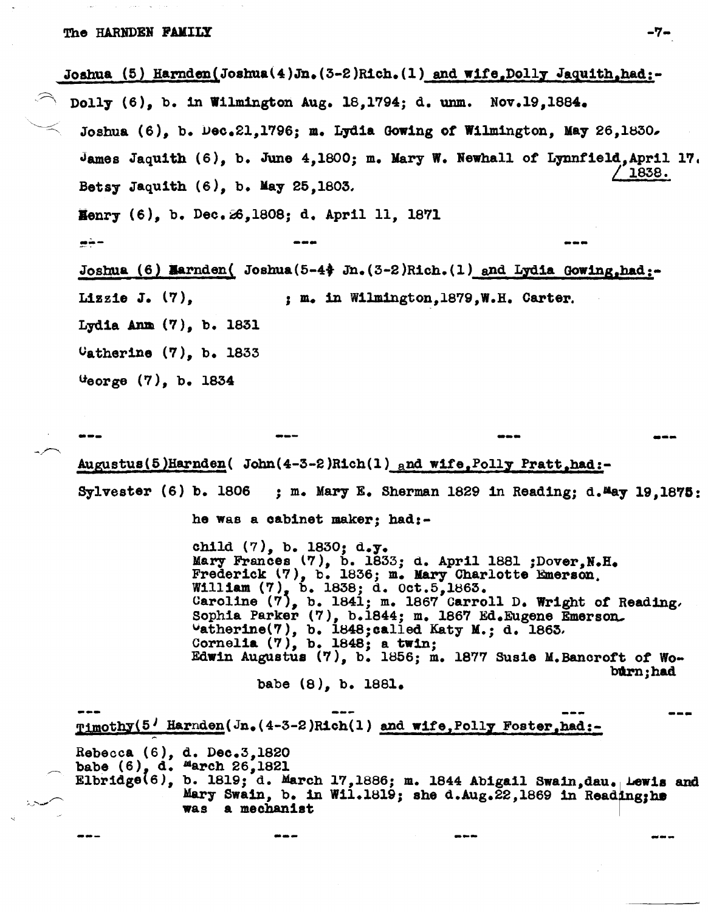Joshua (5) Harnden(Joshua(4)Jn.(3-2)Rich.(1) and wife,Dolly Jaquith,had:-

Dolly (6), b. in Wilmington Aug. 18,1794; d. unm. Nov.19,1884.

Joshua (6), b. Dec.21,1796; m. Lydia Gowing of Wilmington, May 26,1830.

James Jaquith (6), b. June 4,1800; m. Mary W. Newhall of Lynnfield,April 17, 1838.

Betsy Jaquith (6), b. May 25,1803.

Henry (6), b. Dec.26,1808; d. April 11, 1871

--- --- ---

Joshua (6) Harnden( Joshua(5-4) Jn.(3-2)Rich.(1) and Lydia Gowing,had:-

Lizzie J. (7), ; m. in Wilmington,1879,W.H. Carter.

Lydia Ann (7), b. 1831

Catherine (7), b. 1833

George (7), b. 1834

--- --- --- ---

Augustus(5)Harnden( John(4-3-2)Rich(1) and wife,Polly Pratt,had:-

Sylvester (6) b. 1806 ; m. Mary E. Sherman 1829 in Reading; d.May 19,1875:

he was a cabinet maker; had:-

child (7), b. 1830; d.y.
Mary Frances (7), b. 1833; d. April 1881 ;Dover,N.H.
Frederick (7), b. 1836; m. Mary Charlotte Emerson.
William (7), b. 1838; d. Oct.5,1863.
Caroline (7), b. 1841; m. 1867 Carroll D. Wright of Reading.
Sophia Parker (7), b.1844; m. 1867 Ed.Eugene Emerson.
Catherine(7), b. 1848;called Katy M.; d. 1863.
Cornelia (7), b. 1848; a twin;
Edwin Augustus (7), b. 1856; m. 1877 Susie M.Bancroft of Woburn;had

babe (8), b. 1881.

--- --- --- ---

Timothy(5) Harnden(Jn.(4-3-2)Rich(1) and wife,Polly Foster,had:-

Rebecca (6), d. Dec.3,1820
babe (6), d. March 26,1821
Elbridge(6), b. 1819; d. March 17,1886; m. 1844 Abigail Swain,dau. Lewis and Mary Swain, b. in Wil.1819; she d.Aug.22,1869 in Reading;he was a mechanist

--- --- --- ---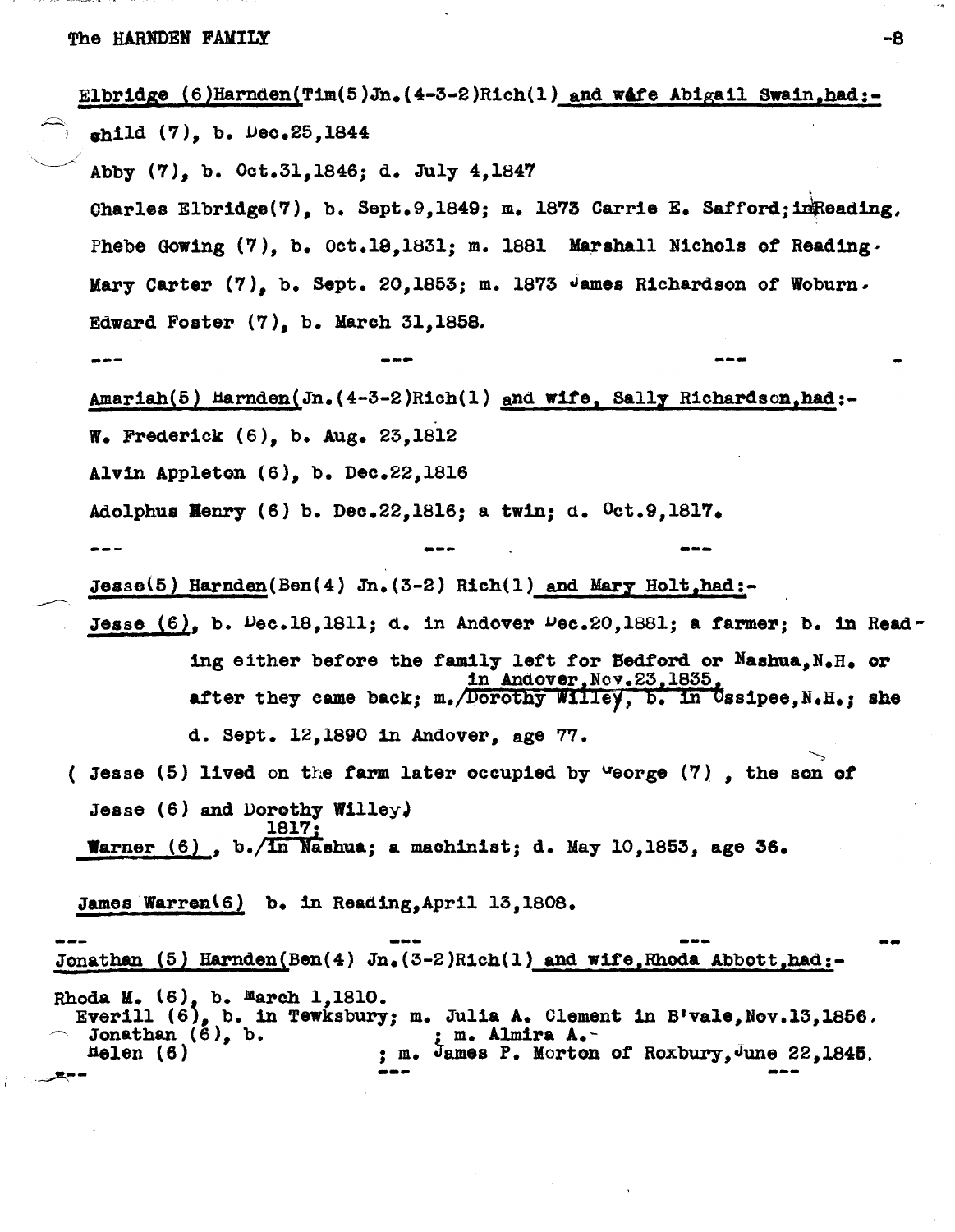Elbridge (6)Harnden(Tim(5)Jn.(4-3-2)Rich(1) and wife Abigail Swain,had:-

child (7), b. Dec.25,1844

Abby (7), b. Oct.31,1846; d. July 4,1847

Charles Elbridge(7), b. Sept.9,1849; m. 1873 Carrie E. Safford;inReading.

Phebe Gowing (7), b. Oct.18,1831; m. 1881 Marshall Nichols of Reading.

Mary Carter (7), b. Sept. 20,1853; m. 1873 James Richardson of Woburn.

Edward Foster (7), b. March 31,1858.

--- --- --- -

Amariah(5) Harnden(Jn.(4-3-2)Rich(1) and wife, Sally Richardson,had:-

W. Frederick (6), b. Aug. 23,1812

Alvin Appleton (6), b. Dec.22,1816

Adolphus Henry (6) b. Dec.22,1816; a twin; d. Oct.9,1817.

--- --- ---

Jesse(5) Harnden(Ben(4) Jn.(3-2) Rich(1) and Mary Holt,had:-

Jesse (6), b. Dec.18,1811; d. in Andover Dec.20,1881; a farmer; b. in Reading either before the family left for Bedford or Nashua,N.H. or after they came back; m. in Andover,Nov.23,1835, Dorothy Willey, b. in Ossipee,N.H.; she d. Sept. 12,1890 in Andover, age 77.

( Jesse (5) lived on the farm later occupied by George (7) , the son of Jesse (6) and Dorothy Willey)

Warner (6) , b. 1817; in Nashua; a machinist; d. May 10,1853, age 36.

James Warren(6) b. in Reading,April 13,1808.

--- --- --- --

Jonathan (5) Harnden(Ben(4) Jn.(3-2)Rich(1) and wife,Rhoda Abbott,had:-

Rhoda M. (6), b. March 1,1810.

Everill (6), b. in Tewksbury; m. Julia A. Clement in B'vale,Nov.13,1856.

Jonathan (6), b. ; m. Almira A.-

Helen (6) ; m. James P. Morton of Roxbury,June 22,1845.

--- --- ---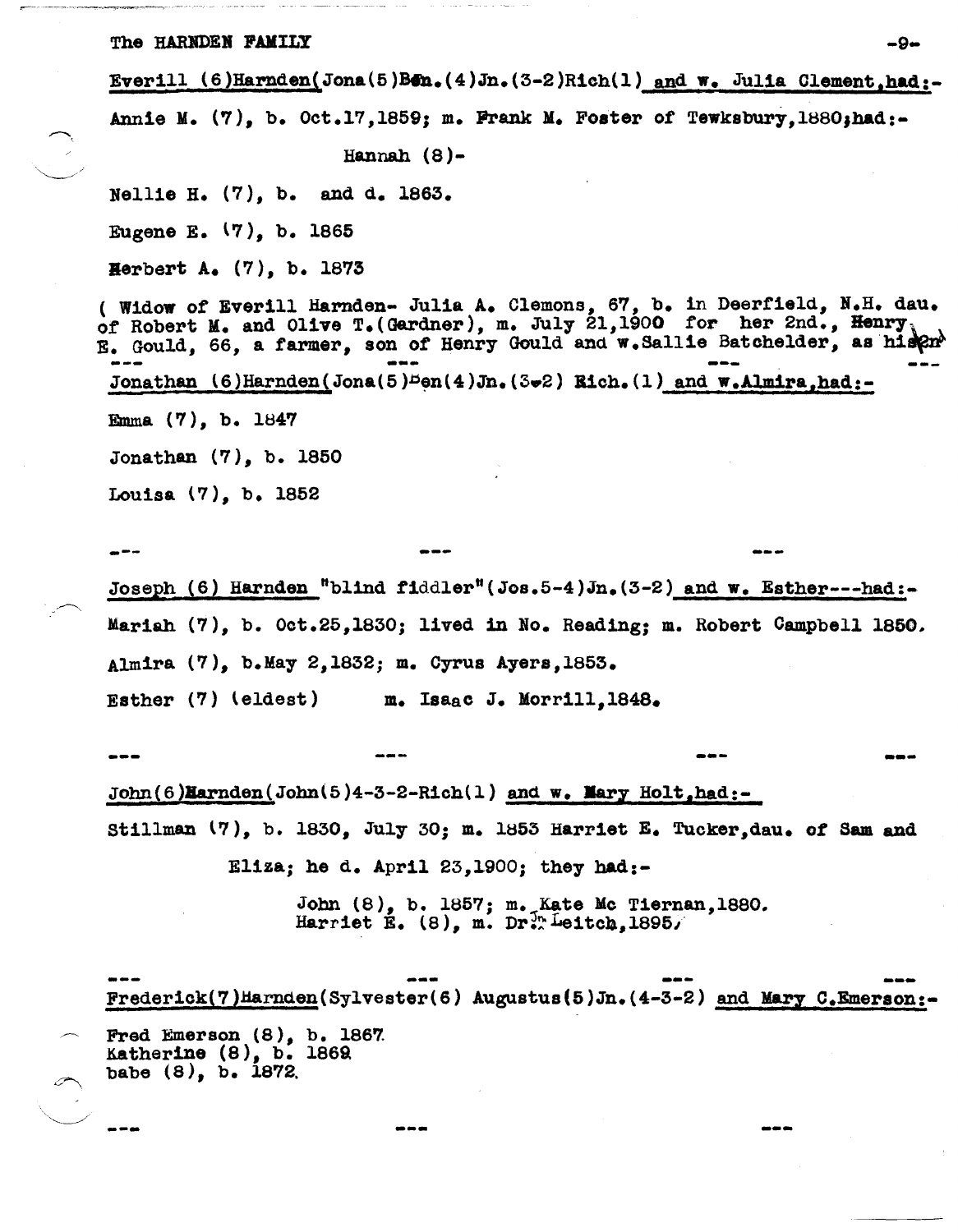Everill (6)Harnden(Jona(5)Ben.(4)Jn.(3-2)Rich(1) and w. Julia Clement,had:-

Annie M. (7), b. Oct.17,1859; m. Frank M. Foster of Tewksbury,1880;had:-

Hannah (8)-

Nellie H. (7), b. and d. 1863.

Eugene E. (7), b. 1865

Herbert A. (7), b. 1873

( Widow of Everill Harnden- Julia A. Clemons, 67, b. in Deerfield, N.H. dau. of Robert M. and Olive T.(Gardner), m. July 21,1900 for her 2nd., Henry E. Gould, 66, a farmer, son of Henry Gould and w.Sallie Batchelder, as his 2nd

--- --- --- ---

Jonathan (6)Harnden(Jona(5)Ben(4)Jn.(3-2) Rich.(1) and w.Almira,had:-

Emma (7), b. 1847

Jonathan (7), b. 1850

Louisa (7), b. 1852

--- --- ---

Joseph (6) Harnden "blind fiddler"(Jos.5-4)Jn.(3-2) and w. Esther---had:-

Mariah (7), b. Oct.25,1830; lived in No. Reading; m. Robert Campbell 1850.

Almira (7), b.May 2,1832; m. Cyrus Ayers,1853.

Esther (7) (eldest) m. Isaac J. Morrill,1848.

--- --- --- ---

John(6)Harnden(John(5)4-3-2-Rich(1) and w. Mary Holt,had:-

Stillman (7), b. 1830, July 30; m. 1853 Harriet E. Tucker,dau. of Sam and Eliza; he d. April 23,1900; they had:-

John (8), b. 1857; m. Kate Mc Tiernan,1880.
Harriet E. (8), m. Dr. Jn. Leitch,1895.

--- --- --- ---

Frederick(7)Harnden(Sylvester(6) Augustus(5)Jn.(4-3-2) and Mary C.Emerson:-

Fred Emerson (8), b. 1867
Katherine (8), b. 1869
babe (8), b. 1872

--- --- ---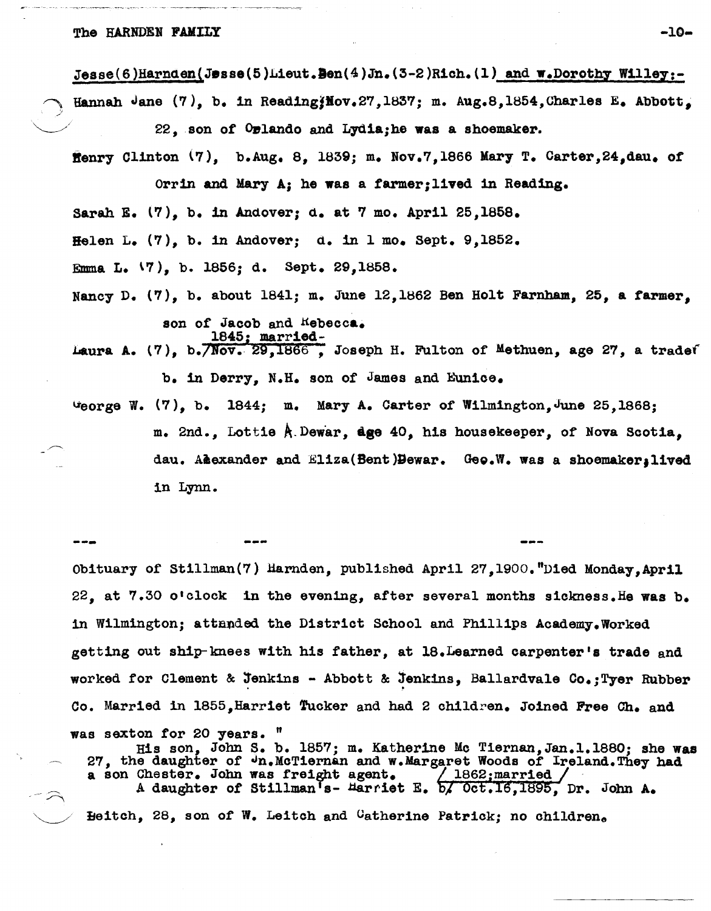Jesse(6)Harnden(Jesse(5)Lieut.Ben(4)Jn.(3-2)Rich.(1) and w.Dorothy Willey:-

Hannah Jane (7), b. in Reading;Nov.27,1837; m. Aug.8,1854,Charles E. Abbott, 22, son of Orlando and Lydia;he was a shoemaker.

Henry Clinton (7), b.Aug. 8, 1839; m. Nov.7,1866 Mary T. Carter,24,dau. of Orrin and Mary A; he was a farmer;lived in Reading.

Sarah E. (7), b. in Andover; d. at 7 mo. April 25,1858.

Helen L. (7), b. in Andover; d. in 1 mo. Sept. 9,1852.

Emma L. (7), b. 1856; d. Sept. 29,1858.

Nancy D. (7), b. about 1841; m. June 12,1862 Ben Holt Farnham, 25, a farmer, son of Jacob and Rebecca.

Laura A. (7), b. 1845; married- Nov. 29,1866 , Joseph H. Fulton of Methuen, age 27, a trader b. in Derry, N.H. son of James and Eunice.

George W. (7), b. 1844; m. Mary A. Carter of Wilmington,June 25,1868; m. 2nd., Lottie A. Dewar, age 40, his housekeeper, of Nova Scotia, dau. Alexander and Eliza(Bent)Dewar. Geo.W. was a shoemaker;lived in Lynn.

--- --- ---

Obituary of Stillman(7) Harnden, published April 27,1900."Died Monday,April 22, at 7.30 o'clock in the evening, after several months sickness.He was b. in Wilmington; attended the District School and Phillips Academy.Worked getting out ship-knees with his father, at 18.Learned carpenter's trade and worked for Clement & Jenkins - Abbott & Jenkins, Ballardvale Co.;Tyer Rubber Co. Married in 1855,Harriet Tucker and had 2 children. Joined Free Ch. and was sexton for 20 years. "

His son, John S. b. 1857; m. Katherine Mc Tiernan,Jan.1.1880; she was 27, the daughter of Jn.McTiernan and w.Margaret Woods of Ireland.They had a son Chester. John was freight agent.

A daughter of Stillman's- Harriet E. b. 1862;married Oct.16,1895, Dr. John A. Leitch, 28, son of W. Leitch and Catherine Patrick; no children.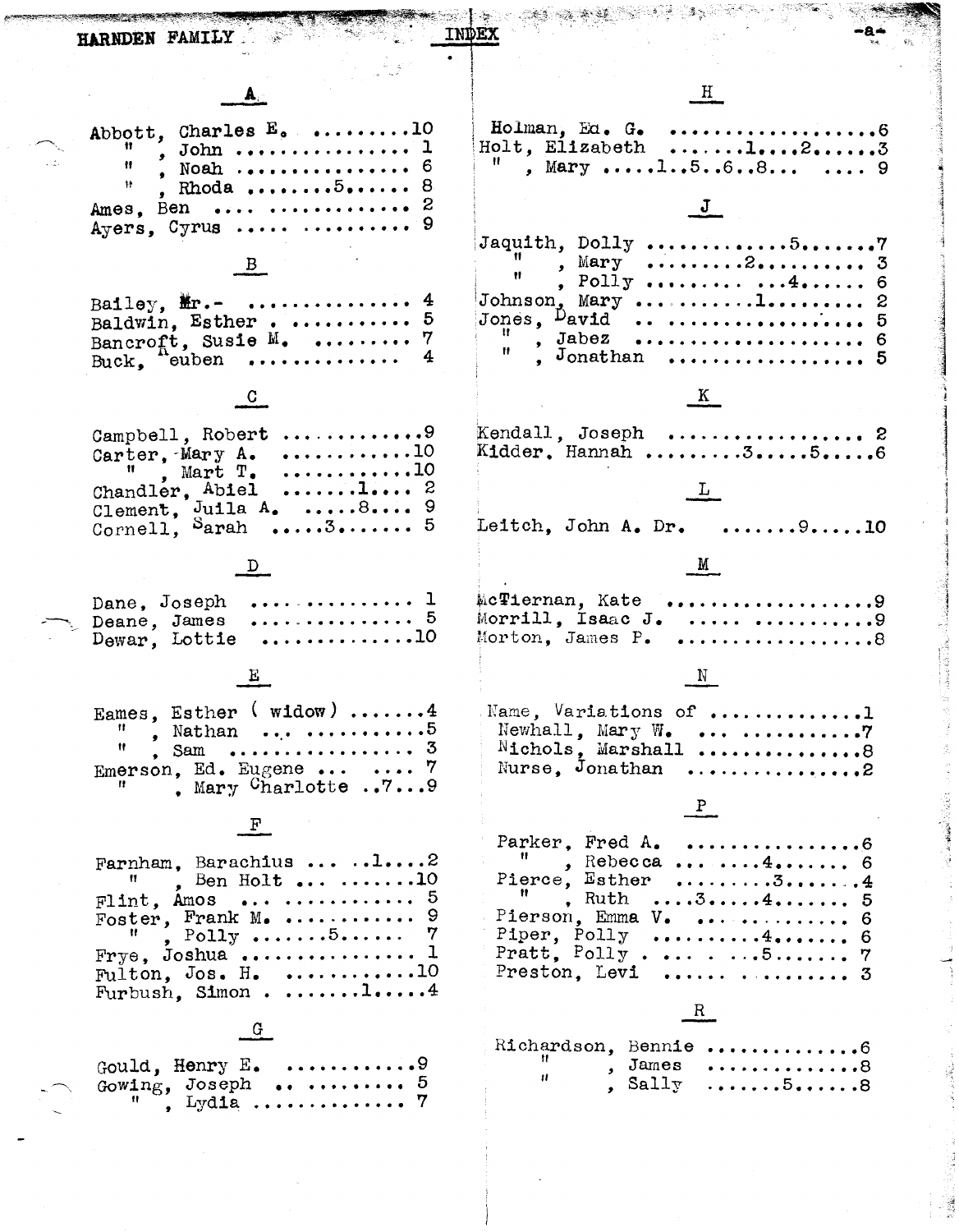# HARNDEN FAMILY — INDEX

## A

Abbott, Charles E. .........10
" , John .............. 1
" , Noah .............. 6
" , Rhoda ........5...... 8
Ames, Ben .... ............ 2
Ayers, Cyrus .... .......... 9

## B

Bailey, Mr.- .............. 4
Baldwin, Esther . .......... 5
Bancroft, Susie M. ......... 7
Buck, Reuben ............. 4

## C

Campbell, Robert ............9
Carter, Mary A. ............10
" , Mart T. ............10
Chandler, Abiel ......1.... 2
Clement, Juila A. ....8.... 9
Cornell, Sarah ....3....... 5

## D

Dane, Joseph .............. 1
Deane, James .............. 5
Dewar, Lottie .............10

## E

Eames, Esther ( widow) .......4
" , Nathan ... ...........5
" , Sam ................. 3
Emerson, Ed. Eugene ... .... 7
" , Mary Charlotte ..7...9

## F

Farnham, Barachius ... ..1....2
" , Ben Holt ... .......10
Flint, Amos ... ........... 5
Foster, Frank M. ........... 9
" , Polly .......5...... 7
Frye, Joshua ............... 1
Fulton, Jos. H. ...........10
Furbush, Simon . .......1.....4

## G

Gould, Henry E. ............9
Gowing, Joseph .. ......... 5
" , Lydia .............. 7

## H

Holman, Ed. G. ..................6
Holt, Elizabeth .......1....2......3
" , Mary .....1..5..6..8... .... 9

## J

Jaquith, Dolly ............5.......7
" , Mary .........2.......... 3
" , Polly ......... ...4...... 6
Johnson, Mary ...........1......... 2
Jones, David .. ................... 5
" , Jabez ................... 6
" , Jonathan ................. 5

## K

Kendall, Joseph ................. 2
Kidder, Hannah .........3.....5.....6

## L

Leitch, John A. Dr. .......9.....10

## M

McTiernan, Kate ..................9
Morrill, Isaac J. ..... ...........9
Morton, James P. ..................8

## N

Name, Variations of .............1
Newhall, Mary W. ... ...........7
Nichols, Marshall ..............8
Nurse, Jonathan ................2

## P

Parker, Fred A. ................6
" , Rebecca ... ....4...... 6
Pierce, Esther .........3.......4
" , Ruth ....3.....4...... 5
Pierson, Emma V. .. .......... 6
Piper, Polly ..........4....... 6
Pratt, Polly . ... . ...5....... 7
Preston, Levi ..... . ........ 3

## R

Richardson, Bennie .............6
" , James .............8
" , Sally ......5......8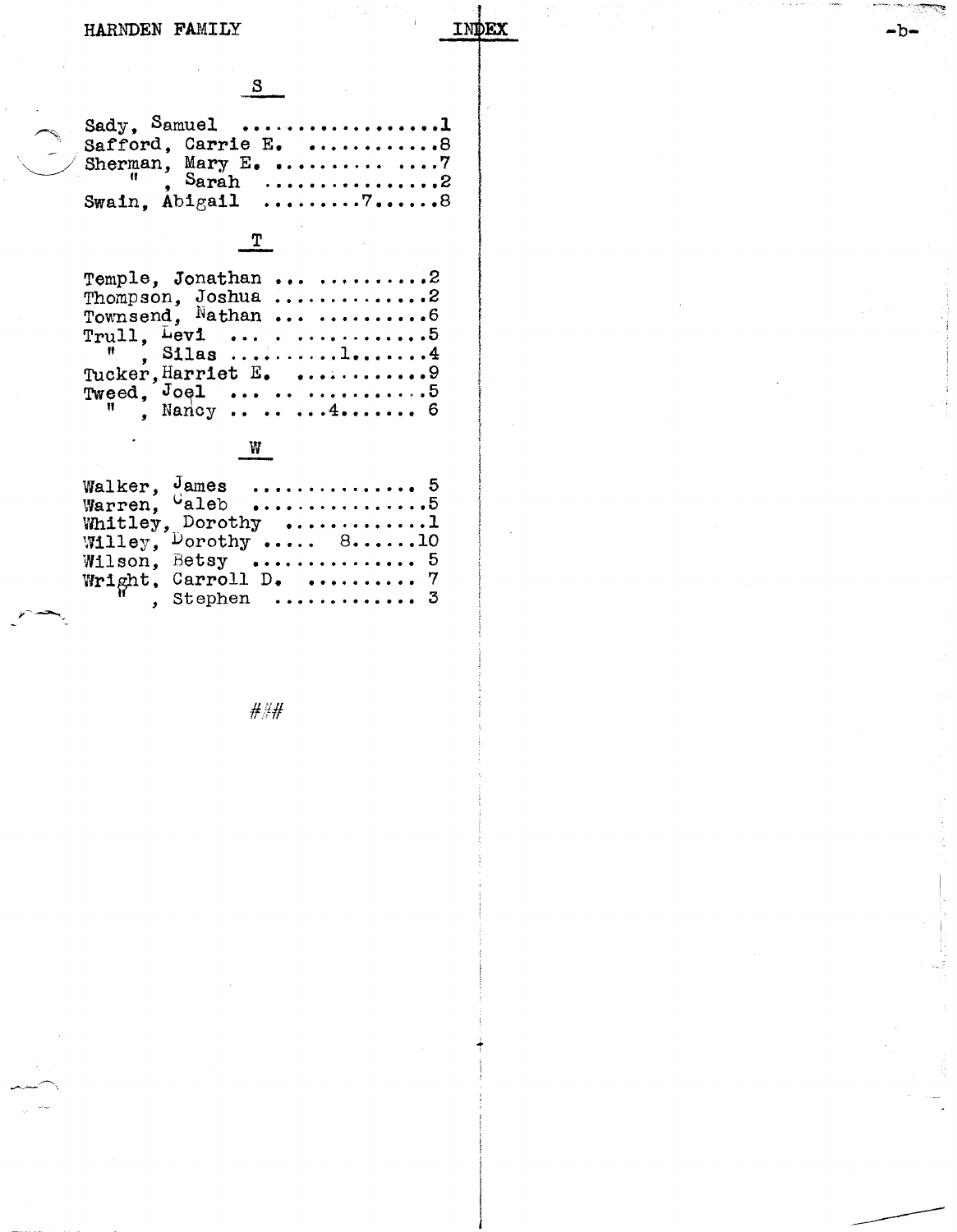## S

Sady, Samuel ..................1
Safford, Carrie E. ............8
Sherman, Mary E. .......... ....7
" , Sarah ...............2
Swain, Abigail .........7......8

## T

Temple, Jonathan ... ..........2
Thompson, Joshua .............2
Townsend, Nathan ... ..........6
Trull, Levi ... . ............5
" , Silas ..........1.......4
Tucker, Harriet E. ...........9
Tweed, Joel ... .. ...........5
" , Nancy .. .. ...4....... 6

## W

Walker, James .............. 5
Warren, Caleb ...............5
Whitley, Dorothy ............1
Willey, Dorothy ..... 8......10
Wilson, Betsy .............. 5
Wright, Carroll D. ......... 7
" , Stephen ............ 3

###